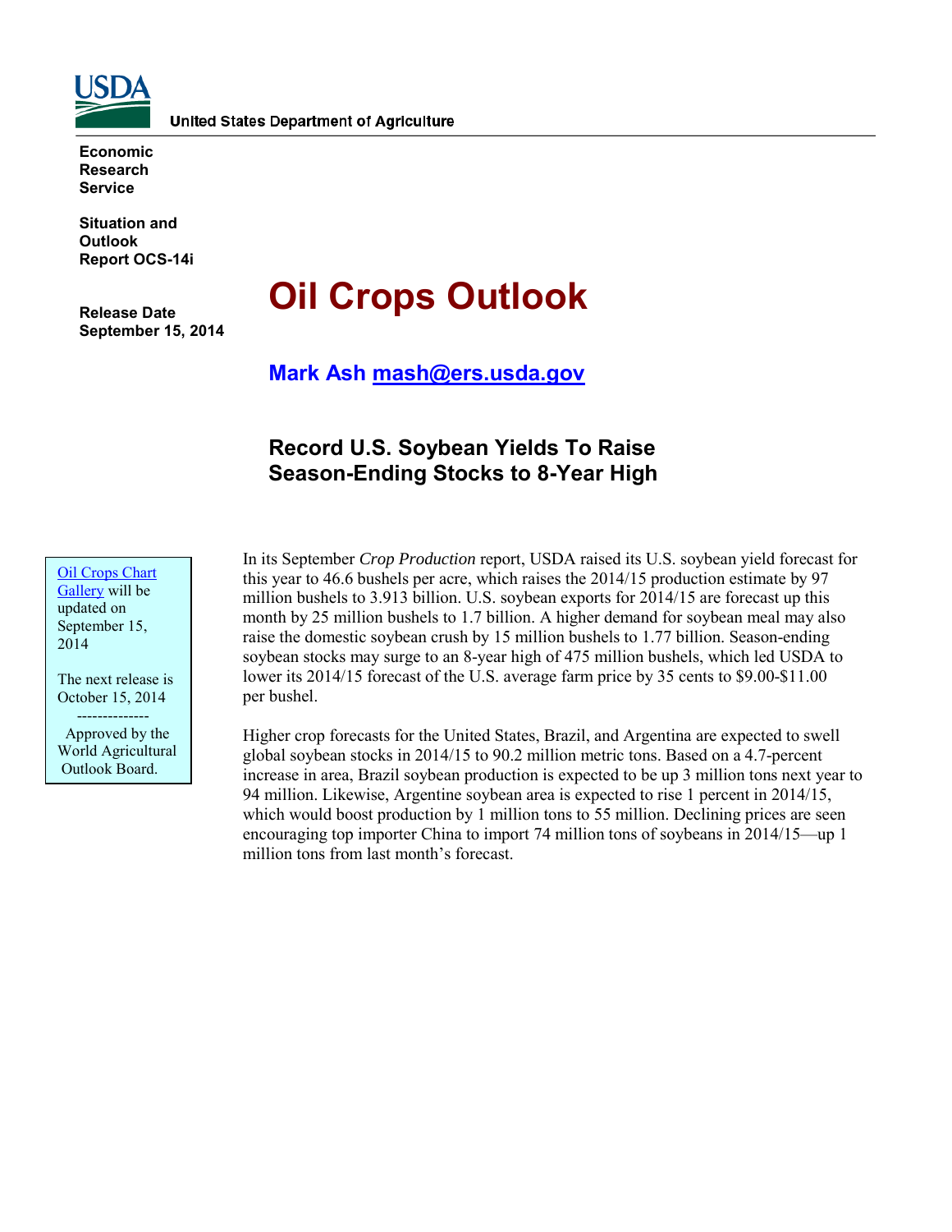United States Department of Agriculture

**Economic Research Service**

**Situation and Outlook Report OCS-14i**

**Release Date September 15, 2014**

# Oil Crops Outlook

**Mark Ash mash@ers.usda.gov**

## Record U.S. Soybean Yields To Raise Season-Ending Stocks to 8-Year High

Oil Crops Chart Gallery will be updated on September 15, 2014

The next release is October 15, 2014

--------------

Approved by the World Agricultural Outlook Board.

In its September *Crop Production* report, USDA raised its U.S. soybean yield forecast for this year to 46.6 bushels per acre, which raises the 2014/15 production estimate by 97 million bushels to 3.913 billion. U.S. soybean exports for 2014/15 are forecast up this month by 25 million bushels to 1.7 billion. A higher demand for soybean meal may also raise the domestic soybean crush by 15 million bushels to 1.77 billion. Season-ending soybean stocks may surge to an 8-year high of 475 million bushels, which led USDA to lower its 2014/15 forecast of the U.S. average farm price by 35 cents to $9.00-$11.00 per bushel.

Higher crop forecasts for the United States, Brazil, and Argentina are expected to swell global soybean stocks in 2014/15 to 90.2 million metric tons. Based on a 4.7-percent increase in area, Brazil soybean production is expected to be up 3 million tons next year to 94 million. Likewise, Argentine soybean area is expected to rise 1 percent in 2014/15, which would boost production by 1 million tons to 55 million. Declining prices are seen encouraging top importer China to import 74 million tons of soybeans in 2014/15—up 1 million tons from last month's forecast.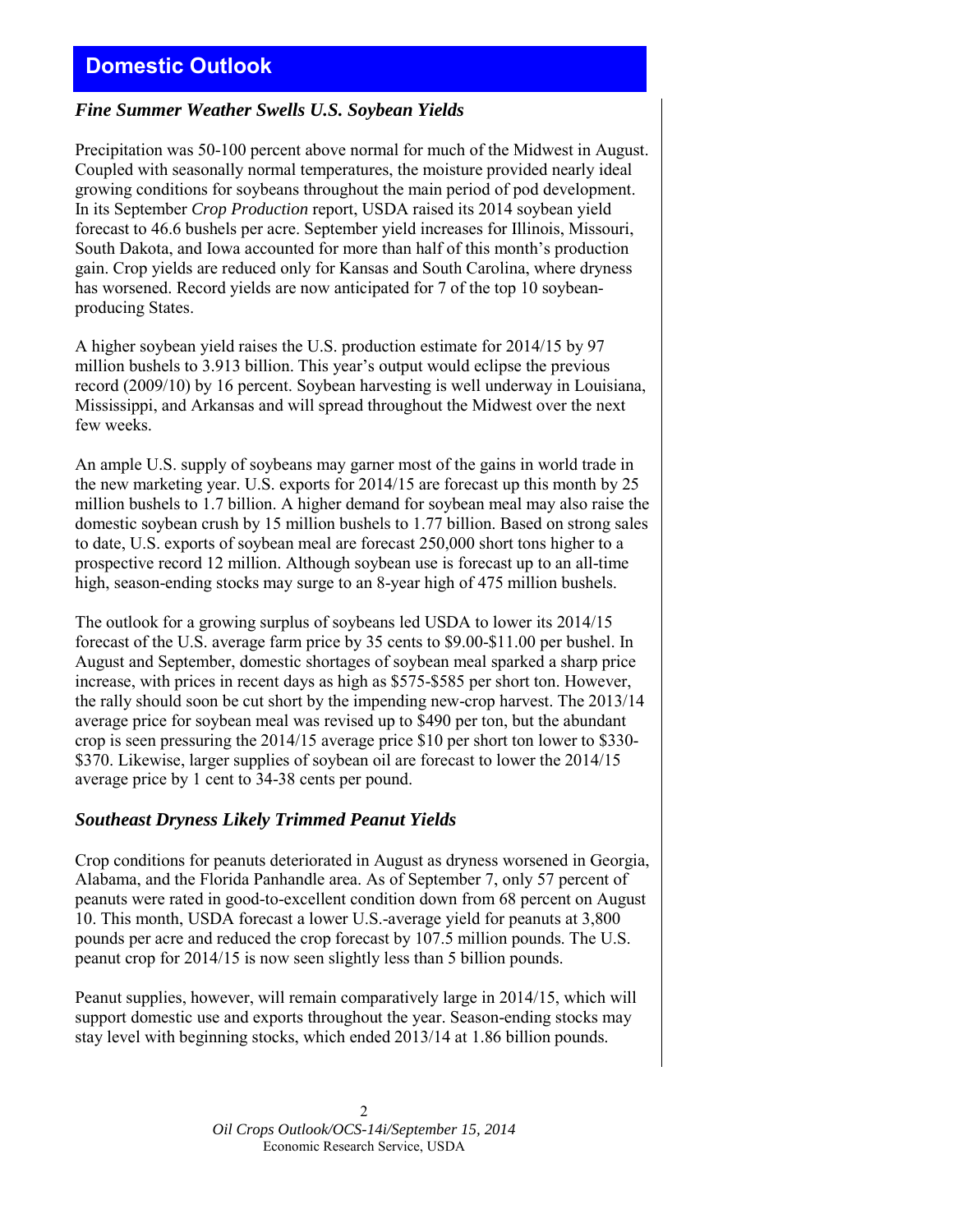# Domestic Outlook

## *Fine Summer Weather Swells U.S. Soybean Yields*

Precipitation was 50-100 percent above normal for much of the Midwest in August. Coupled with seasonally normal temperatures, the moisture provided nearly ideal growing conditions for soybeans throughout the main period of pod development. In its September *Crop Production* report, USDA raised its 2014 soybean yield forecast to 46.6 bushels per acre. September yield increases for Illinois, Missouri, South Dakota, and Iowa accounted for more than half of this month's production gain. Crop yields are reduced only for Kansas and South Carolina, where dryness has worsened. Record yields are now anticipated for 7 of the top 10 soybean-producing States.

A higher soybean yield raises the U.S. production estimate for 2014/15 by 97 million bushels to 3.913 billion. This year's output would eclipse the previous record (2009/10) by 16 percent. Soybean harvesting is well underway in Louisiana, Mississippi, and Arkansas and will spread throughout the Midwest over the next few weeks.

An ample U.S. supply of soybeans may garner most of the gains in world trade in the new marketing year. U.S. exports for 2014/15 are forecast up this month by 25 million bushels to 1.7 billion. A higher demand for soybean meal may also raise the domestic soybean crush by 15 million bushels to 1.77 billion. Based on strong sales to date, U.S. exports of soybean meal are forecast 250,000 short tons higher to a prospective record 12 million. Although soybean use is forecast up to an all-time high, season-ending stocks may surge to an 8-year high of 475 million bushels.

The outlook for a growing surplus of soybeans led USDA to lower its 2014/15 forecast of the U.S. average farm price by 35 cents to $9.00-$11.00 per bushel. In August and September, domestic shortages of soybean meal sparked a sharp price increase, with prices in recent days as high as $575-$585 per short ton. However, the rally should soon be cut short by the impending new-crop harvest. The 2013/14 average price for soybean meal was revised up to $490 per ton, but the abundant crop is seen pressuring the 2014/15 average price $10 per short ton lower to $330-$370. Likewise, larger supplies of soybean oil are forecast to lower the 2014/15 average price by 1 cent to 34-38 cents per pound.

## *Southeast Dryness Likely Trimmed Peanut Yields*

Crop conditions for peanuts deteriorated in August as dryness worsened in Georgia, Alabama, and the Florida Panhandle area. As of September 7, only 57 percent of peanuts were rated in good-to-excellent condition down from 68 percent on August 10. This month, USDA forecast a lower U.S.-average yield for peanuts at 3,800 pounds per acre and reduced the crop forecast by 107.5 million pounds. The U.S. peanut crop for 2014/15 is now seen slightly less than 5 billion pounds.

Peanut supplies, however, will remain comparatively large in 2014/15, which will support domestic use and exports throughout the year. Season-ending stocks may stay level with beginning stocks, which ended 2013/14 at 1.86 billion pounds.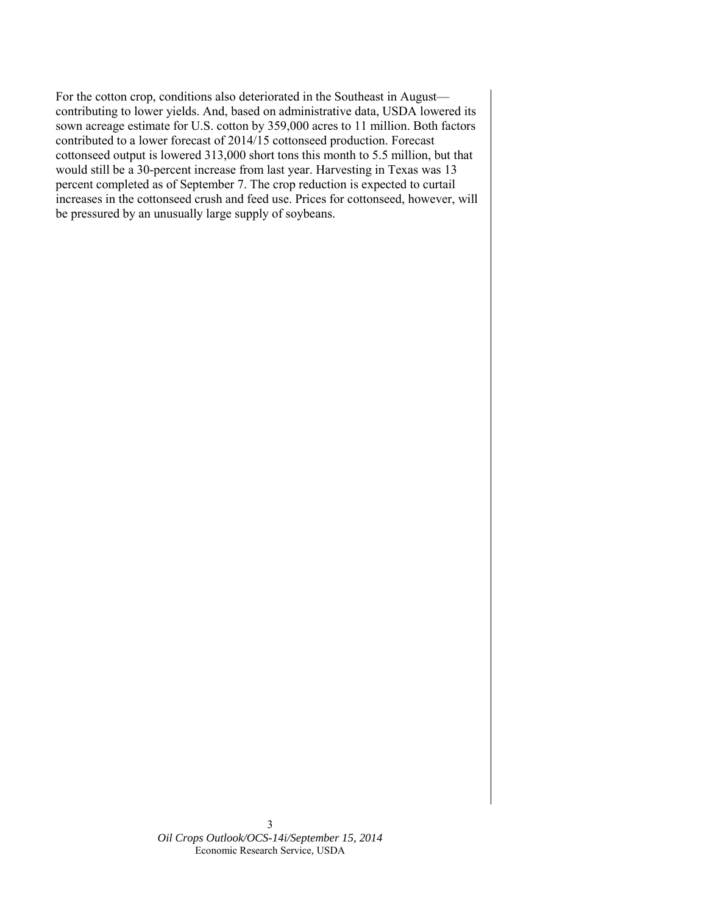For the cotton crop, conditions also deteriorated in the Southeast in August—contributing to lower yields. And, based on administrative data, USDA lowered its sown acreage estimate for U.S. cotton by 359,000 acres to 11 million. Both factors contributed to a lower forecast of 2014/15 cottonseed production. Forecast cottonseed output is lowered 313,000 short tons this month to 5.5 million, but that would still be a 30-percent increase from last year. Harvesting in Texas was 13 percent completed as of September 7. The crop reduction is expected to curtail increases in the cottonseed crush and feed use. Prices for cottonseed, however, will be pressured by an unusually large supply of soybeans.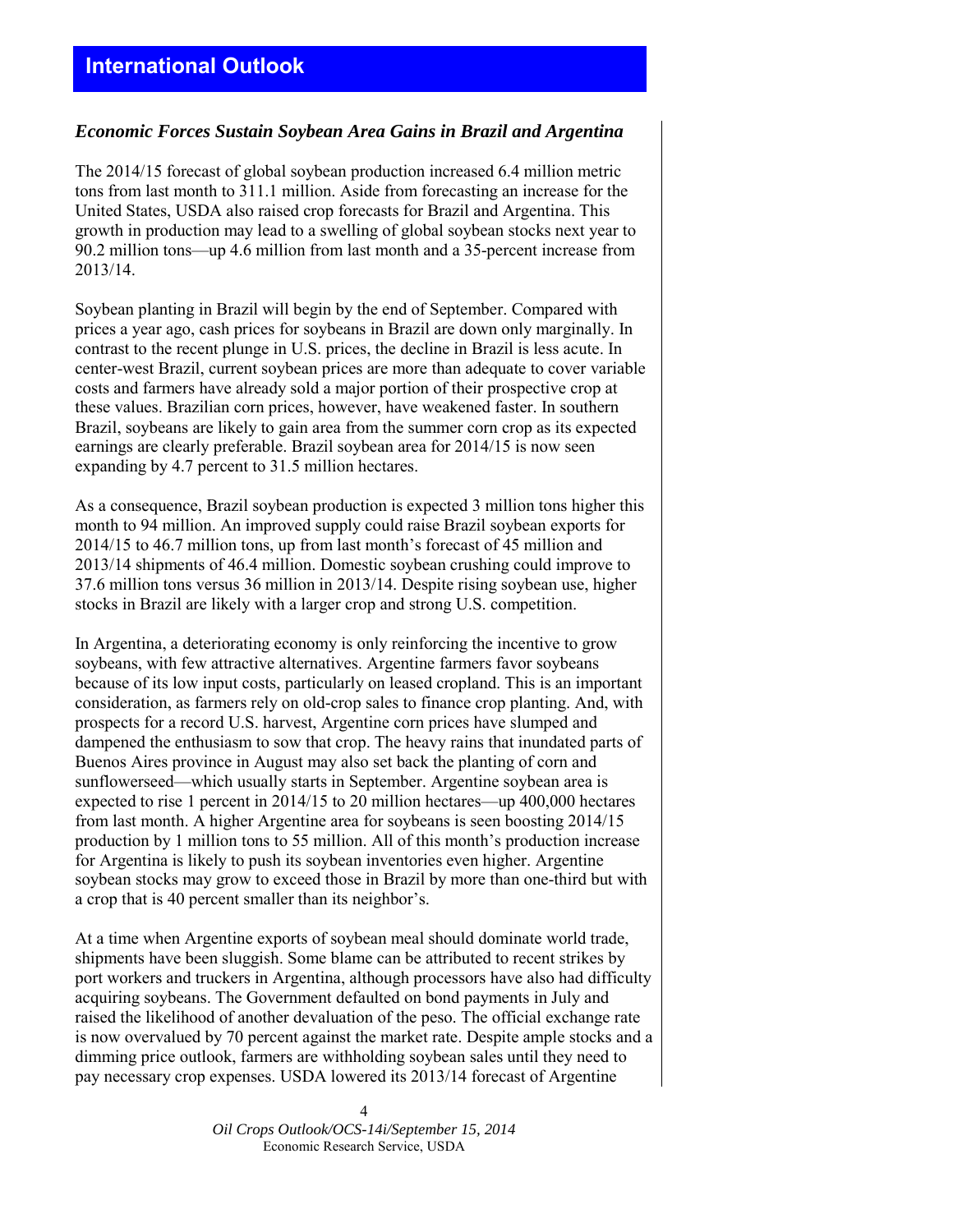## International Outlook

### *Economic Forces Sustain Soybean Area Gains in Brazil and Argentina*

The 2014/15 forecast of global soybean production increased 6.4 million metric tons from last month to 311.1 million. Aside from forecasting an increase for the United States, USDA also raised crop forecasts for Brazil and Argentina. This growth in production may lead to a swelling of global soybean stocks next year to 90.2 million tons—up 4.6 million from last month and a 35-percent increase from 2013/14.

Soybean planting in Brazil will begin by the end of September. Compared with prices a year ago, cash prices for soybeans in Brazil are down only marginally. In contrast to the recent plunge in U.S. prices, the decline in Brazil is less acute. In center-west Brazil, current soybean prices are more than adequate to cover variable costs and farmers have already sold a major portion of their prospective crop at these values. Brazilian corn prices, however, have weakened faster. In southern Brazil, soybeans are likely to gain area from the summer corn crop as its expected earnings are clearly preferable. Brazil soybean area for 2014/15 is now seen expanding by 4.7 percent to 31.5 million hectares.

As a consequence, Brazil soybean production is expected 3 million tons higher this month to 94 million. An improved supply could raise Brazil soybean exports for 2014/15 to 46.7 million tons, up from last month's forecast of 45 million and 2013/14 shipments of 46.4 million. Domestic soybean crushing could improve to 37.6 million tons versus 36 million in 2013/14. Despite rising soybean use, higher stocks in Brazil are likely with a larger crop and strong U.S. competition.

In Argentina, a deteriorating economy is only reinforcing the incentive to grow soybeans, with few attractive alternatives. Argentine farmers favor soybeans because of its low input costs, particularly on leased cropland. This is an important consideration, as farmers rely on old-crop sales to finance crop planting. And, with prospects for a record U.S. harvest, Argentine corn prices have slumped and dampened the enthusiasm to sow that crop. The heavy rains that inundated parts of Buenos Aires province in August may also set back the planting of corn and sunflowerseed—which usually starts in September. Argentine soybean area is expected to rise 1 percent in 2014/15 to 20 million hectares—up 400,000 hectares from last month. A higher Argentine area for soybeans is seen boosting 2014/15 production by 1 million tons to 55 million. All of this month's production increase for Argentina is likely to push its soybean inventories even higher. Argentine soybean stocks may grow to exceed those in Brazil by more than one-third but with a crop that is 40 percent smaller than its neighbor's.

At a time when Argentine exports of soybean meal should dominate world trade, shipments have been sluggish. Some blame can be attributed to recent strikes by port workers and truckers in Argentina, although processors have also had difficulty acquiring soybeans. The Government defaulted on bond payments in July and raised the likelihood of another devaluation of the peso. The official exchange rate is now overvalued by 70 percent against the market rate. Despite ample stocks and a dimming price outlook, farmers are withholding soybean sales until they need to pay necessary crop expenses. USDA lowered its 2013/14 forecast of Argentine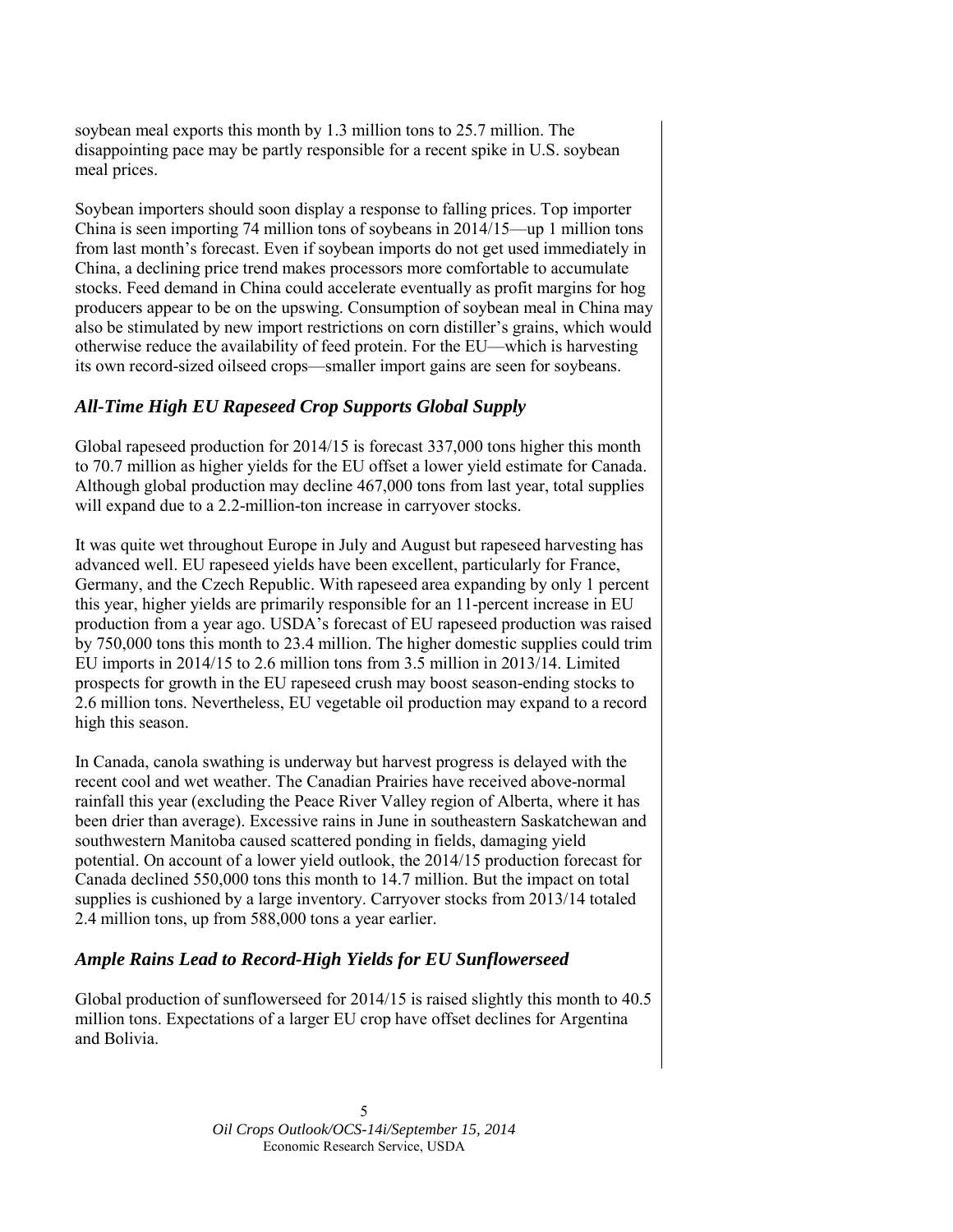soybean meal exports this month by 1.3 million tons to 25.7 million. The disappointing pace may be partly responsible for a recent spike in U.S. soybean meal prices.

Soybean importers should soon display a response to falling prices. Top importer China is seen importing 74 million tons of soybeans in 2014/15—up 1 million tons from last month's forecast. Even if soybean imports do not get used immediately in China, a declining price trend makes processors more comfortable to accumulate stocks. Feed demand in China could accelerate eventually as profit margins for hog producers appear to be on the upswing. Consumption of soybean meal in China may also be stimulated by new import restrictions on corn distiller's grains, which would otherwise reduce the availability of feed protein. For the EU—which is harvesting its own record-sized oilseed crops—smaller import gains are seen for soybeans.

### *All-Time High EU Rapeseed Crop Supports Global Supply*

Global rapeseed production for 2014/15 is forecast 337,000 tons higher this month to 70.7 million as higher yields for the EU offset a lower yield estimate for Canada. Although global production may decline 467,000 tons from last year, total supplies will expand due to a 2.2-million-ton increase in carryover stocks.

It was quite wet throughout Europe in July and August but rapeseed harvesting has advanced well. EU rapeseed yields have been excellent, particularly for France, Germany, and the Czech Republic. With rapeseed area expanding by only 1 percent this year, higher yields are primarily responsible for an 11-percent increase in EU production from a year ago. USDA's forecast of EU rapeseed production was raised by 750,000 tons this month to 23.4 million. The higher domestic supplies could trim EU imports in 2014/15 to 2.6 million tons from 3.5 million in 2013/14. Limited prospects for growth in the EU rapeseed crush may boost season-ending stocks to 2.6 million tons. Nevertheless, EU vegetable oil production may expand to a record high this season.

In Canada, canola swathing is underway but harvest progress is delayed with the recent cool and wet weather. The Canadian Prairies have received above-normal rainfall this year (excluding the Peace River Valley region of Alberta, where it has been drier than average). Excessive rains in June in southeastern Saskatchewan and southwestern Manitoba caused scattered ponding in fields, damaging yield potential. On account of a lower yield outlook, the 2014/15 production forecast for Canada declined 550,000 tons this month to 14.7 million. But the impact on total supplies is cushioned by a large inventory. Carryover stocks from 2013/14 totaled 2.4 million tons, up from 588,000 tons a year earlier.

### *Ample Rains Lead to Record-High Yields for EU Sunflowerseed*

Global production of sunflowerseed for 2014/15 is raised slightly this month to 40.5 million tons. Expectations of a larger EU crop have offset declines for Argentina and Bolivia.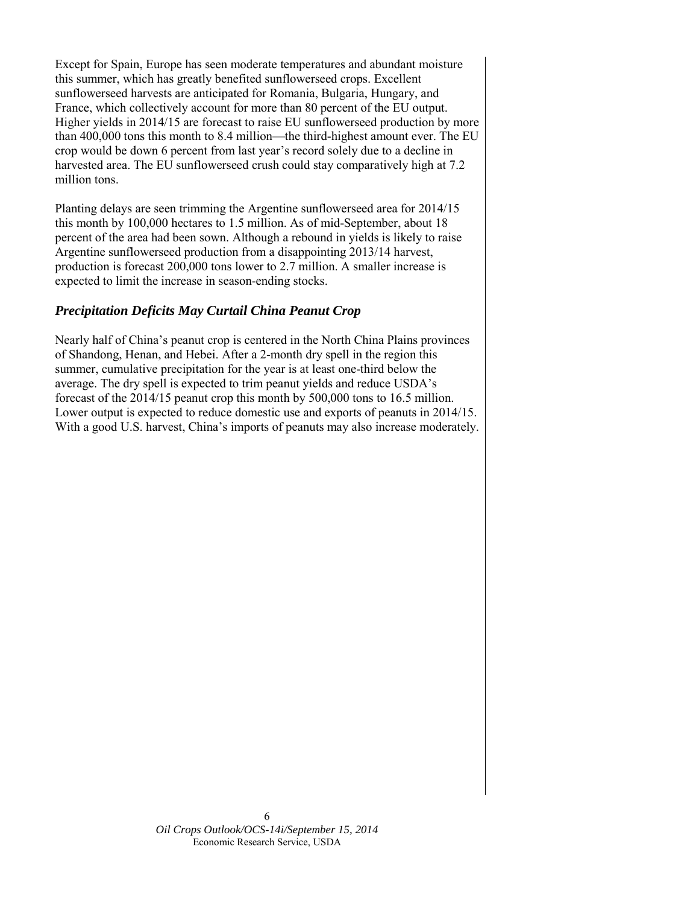Except for Spain, Europe has seen moderate temperatures and abundant moisture this summer, which has greatly benefited sunflowerseed crops. Excellent sunflowerseed harvests are anticipated for Romania, Bulgaria, Hungary, and France, which collectively account for more than 80 percent of the EU output. Higher yields in 2014/15 are forecast to raise EU sunflowerseed production by more than 400,000 tons this month to 8.4 million—the third-highest amount ever. The EU crop would be down 6 percent from last year's record solely due to a decline in harvested area. The EU sunflowerseed crush could stay comparatively high at 7.2 million tons.

Planting delays are seen trimming the Argentine sunflowerseed area for 2014/15 this month by 100,000 hectares to 1.5 million. As of mid-September, about 18 percent of the area had been sown. Although a rebound in yields is likely to raise Argentine sunflowerseed production from a disappointing 2013/14 harvest, production is forecast 200,000 tons lower to 2.7 million. A smaller increase is expected to limit the increase in season-ending stocks.

### *Precipitation Deficits May Curtail China Peanut Crop*

Nearly half of China's peanut crop is centered in the North China Plains provinces of Shandong, Henan, and Hebei. After a 2-month dry spell in the region this summer, cumulative precipitation for the year is at least one-third below the average. The dry spell is expected to trim peanut yields and reduce USDA's forecast of the 2014/15 peanut crop this month by 500,000 tons to 16.5 million. Lower output is expected to reduce domestic use and exports of peanuts in 2014/15. With a good U.S. harvest, China's imports of peanuts may also increase moderately.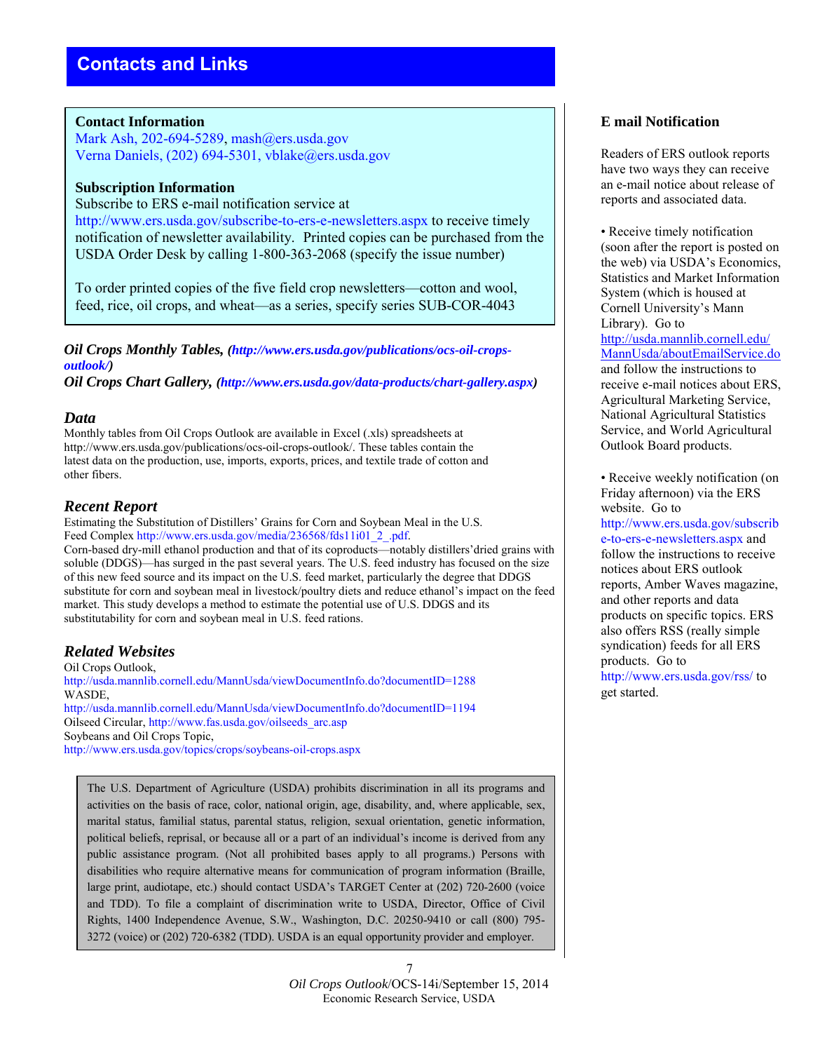# Contacts and Links

**Contact Information**
Mark Ash, 202-694-5289, mash@ers.usda.gov
Verna Daniels, (202) 694-5301, vblake@ers.usda.gov

**Subscription Information**
Subscribe to ERS e-mail notification service at http://www.ers.usda.gov/subscribe-to-ers-e-newsletters.aspx to receive timely notification of newsletter availability. Printed copies can be purchased from the USDA Order Desk by calling 1-800-363-2068 (specify the issue number)

To order printed copies of the five field crop newsletters—cotton and wool, feed, rice, oil crops, and wheat—as a series, specify series SUB-COR-4043

***Oil Crops Monthly Tables, (http://www.ers.usda.gov/publications/ocs-oil-crops-outlook/)***
***Oil Crops Chart Gallery, (http://www.ers.usda.gov/data-products/chart-gallery.aspx)***

## *Data*

Monthly tables from Oil Crops Outlook are available in Excel (.xls) spreadsheets at http://www.ers.usda.gov/publications/ocs-oil-crops-outlook/. These tables contain the latest data on the production, use, imports, exports, prices, and textile trade of cotton and other fibers.

## *Recent Report*

Estimating the Substitution of Distillers' Grains for Corn and Soybean Meal in the U.S. Feed Complex http://www.ers.usda.gov/media/236568/fds11i01_2_.pdf.
Corn-based dry-mill ethanol production and that of its coproducts—notably distillers'dried grains with soluble (DDGS)—has surged in the past several years. The U.S. feed industry has focused on the size of this new feed source and its impact on the U.S. feed market, particularly the degree that DDGS substitute for corn and soybean meal in livestock/poultry diets and reduce ethanol's impact on the feed market. This study develops a method to estimate the potential use of U.S. DDGS and its substitutability for corn and soybean meal in U.S. feed rations.

## *Related Websites*

Oil Crops Outlook,
http://usda.mannlib.cornell.edu/MannUsda/viewDocumentInfo.do?documentID=1288
WASDE,
http://usda.mannlib.cornell.edu/MannUsda/viewDocumentInfo.do?documentID=1194
Oilseed Circular, http://www.fas.usda.gov/oilseeds_arc.asp
Soybeans and Oil Crops Topic,
http://www.ers.usda.gov/topics/crops/soybeans-oil-crops.aspx

The U.S. Department of Agriculture (USDA) prohibits discrimination in all its programs and activities on the basis of race, color, national origin, age, disability, and, where applicable, sex, marital status, familial status, parental status, religion, sexual orientation, genetic information, political beliefs, reprisal, or because all or a part of an individual's income is derived from any public assistance program. (Not all prohibited bases apply to all programs.) Persons with disabilities who require alternative means for communication of program information (Braille, large print, audiotape, etc.) should contact USDA's TARGET Center at (202) 720-2600 (voice and TDD). To file a complaint of discrimination write to USDA, Director, Office of Civil Rights, 1400 Independence Avenue, S.W., Washington, D.C. 20250-9410 or call (800) 795-3272 (voice) or (202) 720-6382 (TDD). USDA is an equal opportunity provider and employer.

### E mail Notification

Readers of ERS outlook reports have two ways they can receive an e-mail notice about release of reports and associated data.

- Receive timely notification (soon after the report is posted on the web) via USDA's Economics, Statistics and Market Information System (which is housed at Cornell University's Mann Library). Go to http://usda.mannlib.cornell.edu/MannUsda/aboutEmailService.do and follow the instructions to receive e-mail notices about ERS, Agricultural Marketing Service, National Agricultural Statistics Service, and World Agricultural Outlook Board products.

- Receive weekly notification (on Friday afternoon) via the ERS website. Go to http://www.ers.usda.gov/subscribe-to-ers-e-newsletters.aspx and follow the instructions to receive notices about ERS outlook reports, Amber Waves magazine, and other reports and data products on specific topics. ERS also offers RSS (really simple syndication) feeds for all ERS products. Go to http://www.ers.usda.gov/rss/ to get started.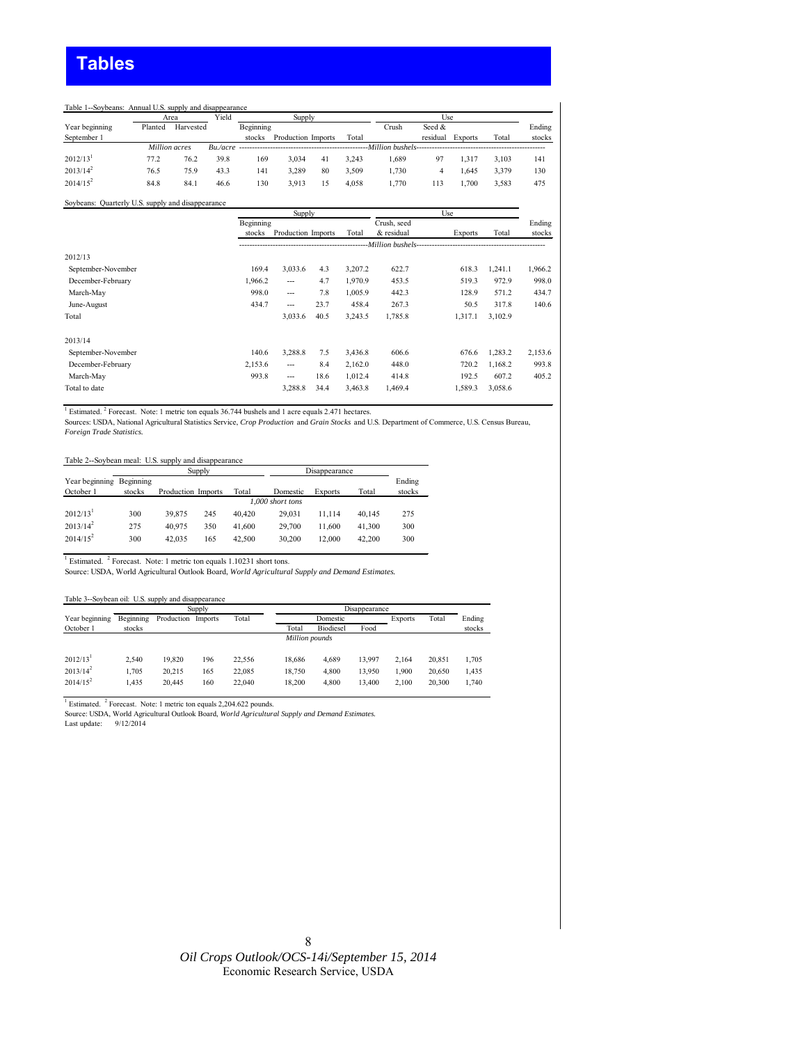# Tables

Table 1--Soybeans: Annual U.S. supply and disappearance

| Year beginning September 1 | Area | | Yield | Supply | | | | Use | | | | Ending stocks |
|---|---|---|---|---|---|---|---|---|---|---|---|---|
| | Planted | Harvested | | Beginning stocks | Production | Imports | Total | Crush | Seed & residual | Exports | Total | |
| | *Million acres* | | *Bu./acre* | *Million bushels* | | | | | | | | |
| 2012/13[1] | 77.2 | 76.2 | 39.8 | 169 | 3,034 | 41 | 3,243 | 1,689 | 97 | 1,317 | 3,103 | 141 |
| 2013/14[2] | 76.5 | 75.9 | 43.3 | 141 | 3,289 | 80 | 3,509 | 1,730 | 4 | 1,645 | 3,379 | 130 |
| 2014/15[2] | 84.8 | 84.1 | 46.6 | 130 | 3,913 | 15 | 4,058 | 1,770 | 113 | 1,700 | 3,583 | 475 |

Soybeans: Quarterly U.S. supply and disappearance

| | Supply | | | | Use | | | Ending stocks |
|---|---|---|---|---|---|---|---|---|
| | Beginning stocks | Production | Imports | Total | Crush, seed & residual | Exports | Total | |
| | *Million bushels* | | | | | | | |
| **2012/13** | | | | | | | | |
| September-November | 169.4 | 3,033.6 | 4.3 | 3,207.2 | 622.7 | 618.3 | 1,241.1 | 1,966.2 |
| December-February | 1,966.2 | --- | 4.7 | 1,970.9 | 453.5 | 519.3 | 972.9 | 998.0 |
| March-May | 998.0 | --- | 7.8 | 1,005.9 | 442.3 | 128.9 | 571.2 | 434.7 |
| June-August | 434.7 | --- | 23.7 | 458.4 | 267.3 | 50.5 | 317.8 | 140.6 |
| Total | | 3,033.6 | 40.5 | 3,243.5 | 1,785.8 | 1,317.1 | 3,102.9 | |
| **2013/14** | | | | | | | | |
| September-November | 140.6 | 3,288.8 | 7.5 | 3,436.8 | 606.6 | 676.6 | 1,283.2 | 2,153.6 |
| December-February | 2,153.6 | --- | 8.4 | 2,162.0 | 448.0 | 720.2 | 1,168.2 | 993.8 |
| March-May | 993.8 | --- | 18.6 | 1,012.4 | 414.8 | 192.5 | 607.2 | 405.2 |
| Total to date | | 3,288.8 | 34.4 | 3,463.8 | 1,469.4 | 1,589.3 | 3,058.6 | |

[1] Estimated. [2] Forecast. Note: 1 metric ton equals 36.744 bushels and 1 acre equals 2.471 hectares.

Sources: USDA, National Agricultural Statistics Service, *Crop Production* and *Grain Stocks* and U.S. Department of Commerce, U.S. Census Bureau, *Foreign Trade Statistics*.

Table 2--Soybean meal: U.S. supply and disappearance

| Year beginning October 1 | Supply | | | | Disappearance | | | Ending stocks |
|---|---|---|---|---|---|---|---|---|
| | Beginning stocks | Production | Imports | Total | Domestic | Exports | Total | |
| | *1,000 short tons* | | | | | | | |
| 2012/13[1] | 300 | 39,875 | 245 | 40,420 | 29,031 | 11,114 | 40,145 | 275 |
| 2013/14[2] | 275 | 40,975 | 350 | 41,600 | 29,700 | 11,600 | 41,300 | 300 |
| 2014/15[2] | 300 | 42,035 | 165 | 42,500 | 30,200 | 12,000 | 42,200 | 300 |

[1] Estimated. [2] Forecast. Note: 1 metric ton equals 1.10231 short tons.

Source: USDA, World Agricultural Outlook Board, *World Agricultural Supply and Demand Estimates*.

Table 3--Soybean oil: U.S. supply and disappearance

| Year beginning October 1 | Supply | | | | Disappearance | | | | | Ending stocks |
|---|---|---|---|---|---|---|---|---|---|---|
| | Beginning stocks | Production | Imports | Total | Domestic | | | Exports | Total | |
| | | | | | Total | Biodiesel | Food | | | |
| | *Million pounds* | | | | | | | | | |
| 2012/13[1] | 2,540 | 19,820 | 196 | 22,556 | 18,686 | 4,689 | 13,997 | 2,164 | 20,851 | 1,705 |
| 2013/14[2] | 1,705 | 20,215 | 165 | 22,085 | 18,750 | 4,800 | 13,950 | 1,900 | 20,650 | 1,435 |
| 2014/15[2] | 1,435 | 20,445 | 160 | 22,040 | 18,200 | 4,800 | 13,400 | 2,100 | 20,300 | 1,740 |

[1] Estimated. [2] Forecast. Note: 1 metric ton equals 2,204.622 pounds.

Source: USDA, World Agricultural Outlook Board, *World Agricultural Supply and Demand Estimates*.

Last update: 9/12/2014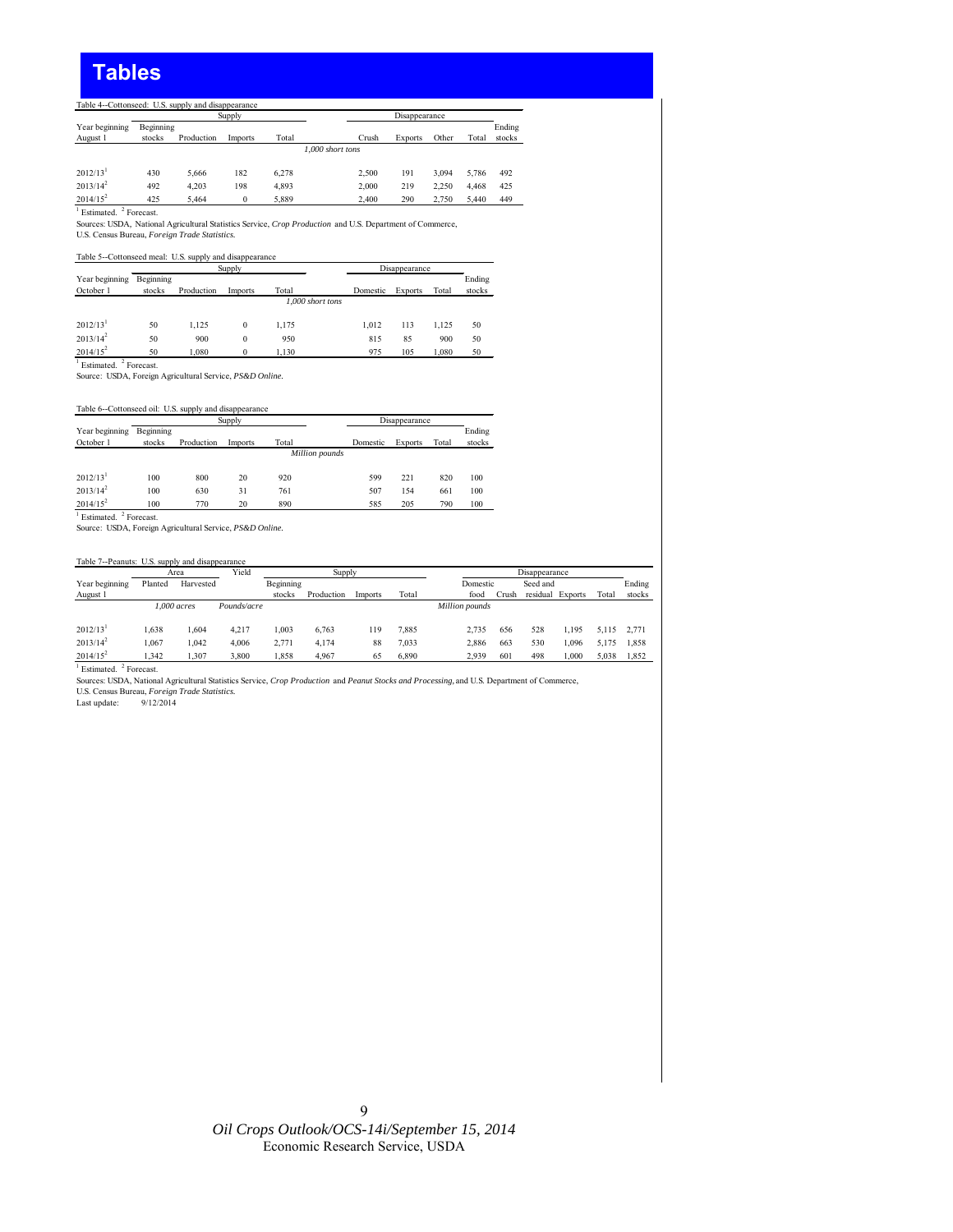# Tables

Table 4--Cottonseed: U.S. supply and disappearance

| Year beginning August 1 | Supply | | | | Disappearance | | | | Ending stocks |
|---|---|---|---|---|---|---|---|---|---|
| | Beginning stocks | Production | Imports | Total | Crush | Exports | Other | Total | |
| | *1,000 short tons* | | | | | | | | |
| 2012/13[1] | 430 | 5,666 | 182 | 6,278 | 2,500 | 191 | 3,094 | 5,786 | 492 |
| 2013/14[2] | 492 | 4,203 | 198 | 4,893 | 2,000 | 219 | 2,250 | 4,468 | 425 |
| 2014/15[2] | 425 | 5,464 | 0 | 5,889 | 2,400 | 290 | 2,750 | 5,440 | 449 |

[1] Estimated. [2] Forecast.

Sources: USDA, National Agricultural Statistics Service, *Crop Production* and U.S. Department of Commerce, U.S. Census Bureau, *Foreign Trade Statistics*.

Table 5--Cottonseed meal: U.S. supply and disappearance

| Year beginning October 1 | Supply | | | | Disappearance | | | Ending stocks |
|---|---|---|---|---|---|---|---|---|
| | Beginning stocks | Production | Imports | Total | Domestic | Exports | Total | |
| | *1,000 short tons* | | | | | | | |
| 2012/13[1] | 50 | 1,125 | 0 | 1,175 | 1,012 | 113 | 1,125 | 50 |
| 2013/14[2] | 50 | 900 | 0 | 950 | 815 | 85 | 900 | 50 |
| 2014/15[2] | 50 | 1,080 | 0 | 1,130 | 975 | 105 | 1,080 | 50 |

[1] Estimated. [2] Forecast.

Source: USDA, Foreign Agricultural Service, *PS&D Online*.

Table 6--Cottonseed oil: U.S. supply and disappearance

| Year beginning October 1 | Supply | | | | Disappearance | | | Ending stocks |
|---|---|---|---|---|---|---|---|---|
| | Beginning stocks | Production | Imports | Total | Domestic | Exports | Total | |
| | *Million pounds* | | | | | | | |
| 2012/13[1] | 100 | 800 | 20 | 920 | 599 | 221 | 820 | 100 |
| 2013/14[2] | 100 | 630 | 31 | 761 | 507 | 154 | 661 | 100 |
| 2014/15[2] | 100 | 770 | 20 | 890 | 585 | 205 | 790 | 100 |

[1] Estimated. [2] Forecast.

Source: USDA, Foreign Agricultural Service, *PS&D Online*.

Table 7--Peanuts: U.S. supply and disappearance

| Year beginning August 1 | Area | | Yield | Supply | | | | Disappearance | | | | | Ending stocks |
|---|---|---|---|---|---|---|---|---|---|---|---|---|---|
| | Planted | Harvested | | Beginning stocks | Production | Imports | Total | Domestic food | Crush | Seed and residual | Exports | Total | |
| | *1,000 acres* | | *Pounds/acre* | *Million pounds* | | | | | | | | | |
| 2012/13[1] | 1,638 | 1,604 | 4,217 | 1,003 | 6,763 | 119 | 7,885 | 2,735 | 656 | 528 | 1,195 | 5,115 | 2,771 |
| 2013/14[2] | 1,067 | 1,042 | 4,006 | 2,771 | 4,174 | 88 | 7,033 | 2,886 | 663 | 530 | 1,096 | 5,175 | 1,858 |
| 2014/15[2] | 1,342 | 1,307 | 3,800 | 1,858 | 4,967 | 65 | 6,890 | 2,939 | 601 | 498 | 1,000 | 5,038 | 1,852 |

[1] Estimated. [2] Forecast.

Sources: USDA, National Agricultural Statistics Service, *Crop Production* and *Peanut Stocks and Processing*, and U.S. Department of Commerce, U.S. Census Bureau, *Foreign Trade Statistics*.

Last update: 9/12/2014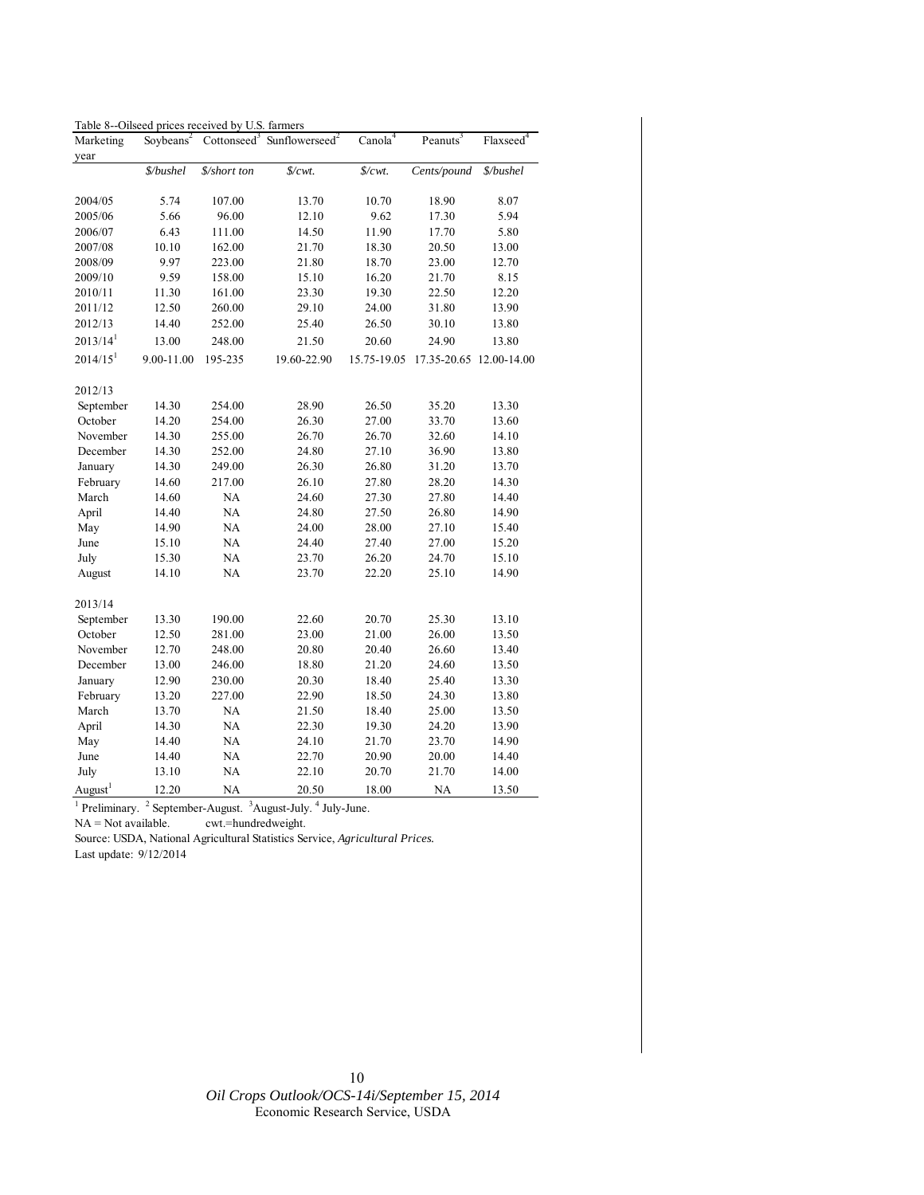Table 8--Oilseed prices received by U.S. farmers

| Marketing year | Soybeans[2] | Cottonseed[3] | Sunflowerseed[2] | Canola[4] | Peanuts[3] | Flaxseed[4] |
|---|---|---|---|---|---|---|
| | *$/bushel* | *$/short ton* | *$/cwt.* | *$/cwt.* | *Cents/pound* | *$/bushel* |
| 2004/05 | 5.74 | 107.00 | 13.70 | 10.70 | 18.90 | 8.07 |
| 2005/06 | 5.66 | 96.00 | 12.10 | 9.62 | 17.30 | 5.94 |
| 2006/07 | 6.43 | 111.00 | 14.50 | 11.90 | 17.70 | 5.80 |
| 2007/08 | 10.10 | 162.00 | 21.70 | 18.30 | 20.50 | 13.00 |
| 2008/09 | 9.97 | 223.00 | 21.80 | 18.70 | 23.00 | 12.70 |
| 2009/10 | 9.59 | 158.00 | 15.10 | 16.20 | 21.70 | 8.15 |
| 2010/11 | 11.30 | 161.00 | 23.30 | 19.30 | 22.50 | 12.20 |
| 2011/12 | 12.50 | 260.00 | 29.10 | 24.00 | 31.80 | 13.90 |
| 2012/13 | 14.40 | 252.00 | 25.40 | 26.50 | 30.10 | 13.80 |
| 2013/14[1] | 13.00 | 248.00 | 21.50 | 20.60 | 24.90 | 13.80 |
| 2014/15[1] | 9.00-11.00 | 195-235 | 19.60-22.90 | 15.75-19.05 | 17.35-20.65 | 12.00-14.00 |
| | | | | | | |
| 2012/13 | | | | | | |
| September | 14.30 | 254.00 | 28.90 | 26.50 | 35.20 | 13.30 |
| October | 14.20 | 254.00 | 26.30 | 27.00 | 33.70 | 13.60 |
| November | 14.30 | 255.00 | 26.70 | 26.70 | 32.60 | 14.10 |
| December | 14.30 | 252.00 | 24.80 | 27.10 | 36.90 | 13.80 |
| January | 14.30 | 249.00 | 26.30 | 26.80 | 31.20 | 13.70 |
| February | 14.60 | 217.00 | 26.10 | 27.80 | 28.20 | 14.30 |
| March | 14.60 | NA | 24.60 | 27.30 | 27.80 | 14.40 |
| April | 14.40 | NA | 24.80 | 27.50 | 26.80 | 14.90 |
| May | 14.90 | NA | 24.00 | 28.00 | 27.10 | 15.40 |
| June | 15.10 | NA | 24.40 | 27.40 | 27.00 | 15.20 |
| July | 15.30 | NA | 23.70 | 26.20 | 24.70 | 15.10 |
| August | 14.10 | NA | 23.70 | 22.20 | 25.10 | 14.90 |
| | | | | | | |
| 2013/14 | | | | | | |
| September | 13.30 | 190.00 | 22.60 | 20.70 | 25.30 | 13.10 |
| October | 12.50 | 281.00 | 23.00 | 21.00 | 26.00 | 13.50 |
| November | 12.70 | 248.00 | 20.80 | 20.40 | 26.60 | 13.40 |
| December | 13.00 | 246.00 | 18.80 | 21.20 | 24.60 | 13.50 |
| January | 12.90 | 230.00 | 20.30 | 18.40 | 25.40 | 13.30 |
| February | 13.20 | 227.00 | 22.90 | 18.50 | 24.30 | 13.80 |
| March | 13.70 | NA | 21.50 | 18.40 | 25.00 | 13.50 |
| April | 14.30 | NA | 22.30 | 19.30 | 24.20 | 13.90 |
| May | 14.40 | NA | 24.10 | 21.70 | 23.70 | 14.90 |
| June | 14.40 | NA | 22.70 | 20.90 | 20.00 | 14.40 |
| July | 13.10 | NA | 22.10 | 20.70 | 21.70 | 14.00 |
| August[1] | 12.20 | NA | 20.50 | 18.00 | NA | 13.50 |

[1] Preliminary. [2] September-August. [3] August-July. [4] July-June.

NA = Not available. cwt.=hundredweight.

Source: USDA, National Agricultural Statistics Service, *Agricultural Prices.*

Last update: 9/12/2014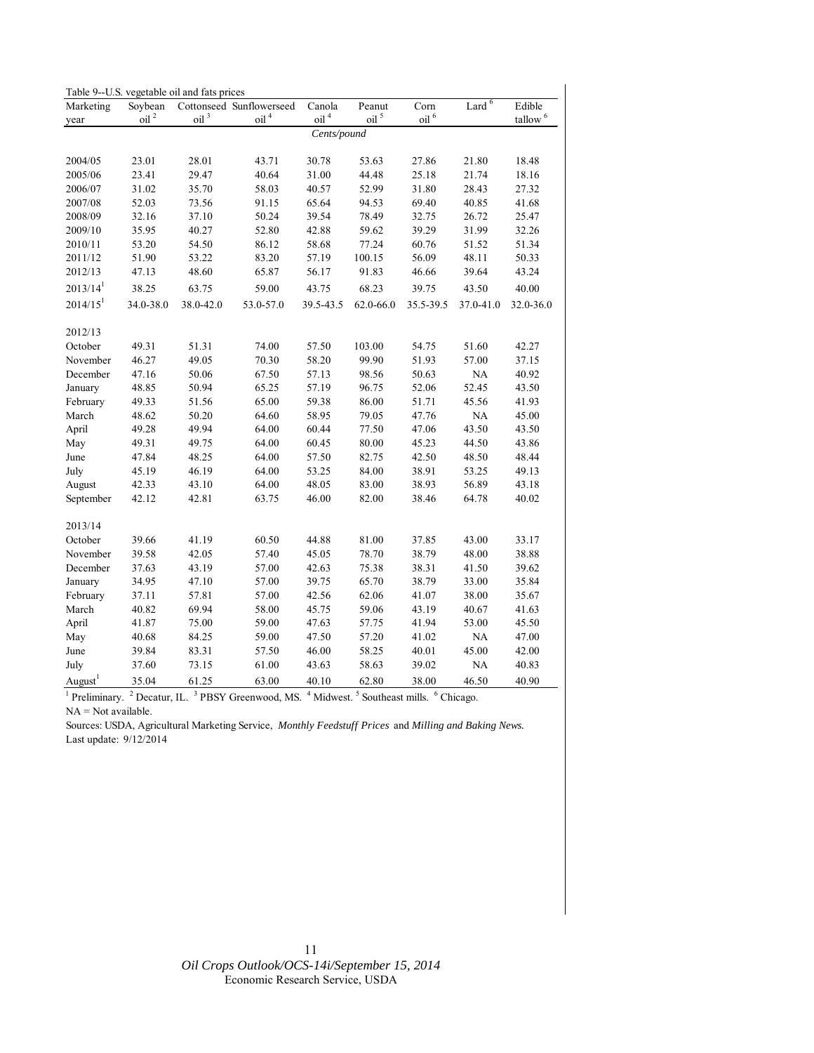Table 9--U.S. vegetable oil and fats prices

| Marketing year | Soybean oil [2] | Cottonseed oil [3] | Sunflowerseed oil [4] | Canola oil [4] | Peanut oil [5] | Corn oil [6] | Lard [6] | Edible tallow [6] |
|---|---|---|---|---|---|---|---|---|
| | | | | *Cents/pound* | | | | |
| 2004/05 | 23.01 | 28.01 | 43.71 | 30.78 | 53.63 | 27.86 | 21.80 | 18.48 |
| 2005/06 | 23.41 | 29.47 | 40.64 | 31.00 | 44.48 | 25.18 | 21.74 | 18.16 |
| 2006/07 | 31.02 | 35.70 | 58.03 | 40.57 | 52.99 | 31.80 | 28.43 | 27.32 |
| 2007/08 | 52.03 | 73.56 | 91.15 | 65.64 | 94.53 | 69.40 | 40.85 | 41.68 |
| 2008/09 | 32.16 | 37.10 | 50.24 | 39.54 | 78.49 | 32.75 | 26.72 | 25.47 |
| 2009/10 | 35.95 | 40.27 | 52.80 | 42.88 | 59.62 | 39.29 | 31.99 | 32.26 |
| 2010/11 | 53.20 | 54.50 | 86.12 | 58.68 | 77.24 | 60.76 | 51.52 | 51.34 |
| 2011/12 | 51.90 | 53.22 | 83.20 | 57.19 | 100.15 | 56.09 | 48.11 | 50.33 |
| 2012/13 | 47.13 | 48.60 | 65.87 | 56.17 | 91.83 | 46.66 | 39.64 | 43.24 |
| 2013/14 [1] | 38.25 | 63.75 | 59.00 | 43.75 | 68.23 | 39.75 | 43.50 | 40.00 |
| 2014/15 [1] | 34.0-38.0 | 38.0-42.0 | 53.0-57.0 | 39.5-43.5 | 62.0-66.0 | 35.5-39.5 | 37.0-41.0 | 32.0-36.0 |
| | | | | | | | | |
| 2012/13 | | | | | | | | |
| October | 49.31 | 51.31 | 74.00 | 57.50 | 103.00 | 54.75 | 51.60 | 42.27 |
| November | 46.27 | 49.05 | 70.30 | 58.20 | 99.90 | 51.93 | 57.00 | 37.15 |
| December | 47.16 | 50.06 | 67.50 | 57.13 | 98.56 | 50.63 | NA | 40.92 |
| January | 48.85 | 50.94 | 65.25 | 57.19 | 96.75 | 52.06 | 52.45 | 43.50 |
| February | 49.33 | 51.56 | 65.00 | 59.38 | 86.00 | 51.71 | 45.56 | 41.93 |
| March | 48.62 | 50.20 | 64.60 | 58.95 | 79.05 | 47.76 | NA | 45.00 |
| April | 49.28 | 49.94 | 64.00 | 60.44 | 77.50 | 47.06 | 43.50 | 43.50 |
| May | 49.31 | 49.75 | 64.00 | 60.45 | 80.00 | 45.23 | 44.50 | 43.86 |
| June | 47.84 | 48.25 | 64.00 | 57.50 | 82.75 | 42.50 | 48.50 | 48.44 |
| July | 45.19 | 46.19 | 64.00 | 53.25 | 84.00 | 38.91 | 53.25 | 49.13 |
| August | 42.33 | 43.10 | 64.00 | 48.05 | 83.00 | 38.93 | 56.89 | 43.18 |
| September | 42.12 | 42.81 | 63.75 | 46.00 | 82.00 | 38.46 | 64.78 | 40.02 |
| | | | | | | | | |
| 2013/14 | | | | | | | | |
| October | 39.66 | 41.19 | 60.50 | 44.88 | 81.00 | 37.85 | 43.00 | 33.17 |
| November | 39.58 | 42.05 | 57.40 | 45.05 | 78.70 | 38.79 | 48.00 | 38.88 |
| December | 37.63 | 43.19 | 57.00 | 42.63 | 75.38 | 38.31 | 41.50 | 39.62 |
| January | 34.95 | 47.10 | 57.00 | 39.75 | 65.70 | 38.79 | 33.00 | 35.84 |
| February | 37.11 | 57.81 | 57.00 | 42.56 | 62.06 | 41.07 | 38.00 | 35.67 |
| March | 40.82 | 69.94 | 58.00 | 45.75 | 59.06 | 43.19 | 40.67 | 41.63 |
| April | 41.87 | 75.00 | 59.00 | 47.63 | 57.75 | 41.94 | 53.00 | 45.50 |
| May | 40.68 | 84.25 | 59.00 | 47.50 | 57.20 | 41.02 | NA | 47.00 |
| June | 39.84 | 83.31 | 57.50 | 46.00 | 58.25 | 40.01 | 45.00 | 42.00 |
| July | 37.60 | 73.15 | 61.00 | 43.63 | 58.63 | 39.02 | NA | 40.83 |
| August [1] | 35.04 | 61.25 | 63.00 | 40.10 | 62.80 | 38.00 | 46.50 | 40.90 |

[1] Preliminary. [2] Decatur, IL. [3] PBSY Greenwood, MS. [4] Midwest. [5] Southeast mills. [6] Chicago.

NA = Not available.

Sources: USDA, Agricultural Marketing Service, *Monthly Feedstuff Prices* and *Milling and Baking News.*

Last update: 9/12/2014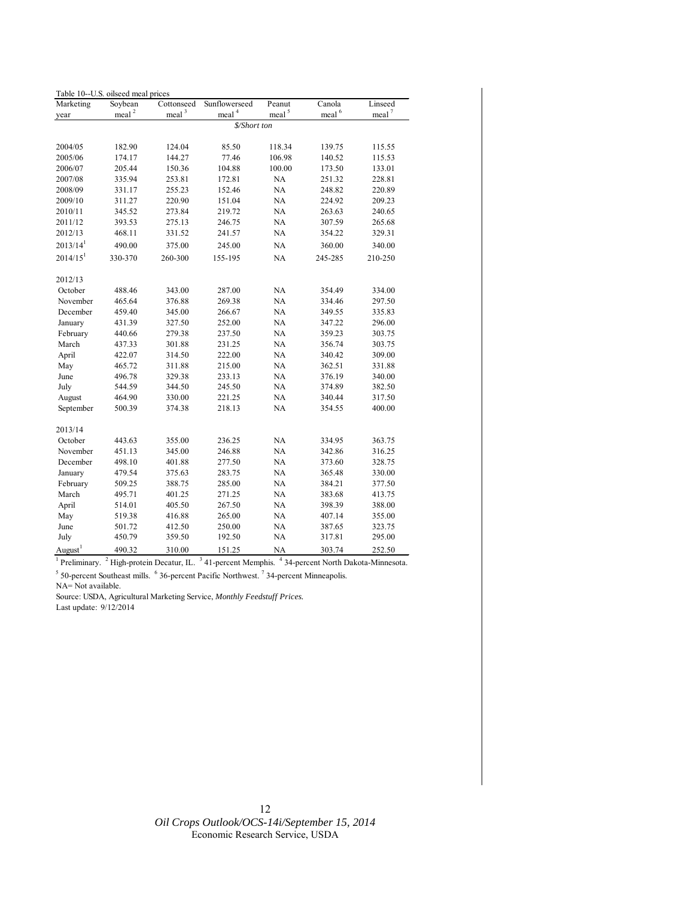Table 10--U.S. oilseed meal prices

| Marketing year | Soybean meal [2] | Cottonseed meal [3] | Sunflowerseed meal [4] | Peanut meal [5] | Canola meal [6] | Linseed meal [7] |
|---|---|---|---|---|---|---|
| | | | $/Short ton | | | |
| 2004/05 | 182.90 | 124.04 | 85.50 | 118.34 | 139.75 | 115.55 |
| 2005/06 | 174.17 | 144.27 | 77.46 | 106.98 | 140.52 | 115.53 |
| 2006/07 | 205.44 | 150.36 | 104.88 | 100.00 | 173.50 | 133.01 |
| 2007/08 | 335.94 | 253.81 | 172.81 | NA | 251.32 | 228.81 |
| 2008/09 | 331.17 | 255.23 | 152.46 | NA | 248.82 | 220.89 |
| 2009/10 | 311.27 | 220.90 | 151.04 | NA | 224.92 | 209.23 |
| 2010/11 | 345.52 | 273.84 | 219.72 | NA | 263.63 | 240.65 |
| 2011/12 | 393.53 | 275.13 | 246.75 | NA | 307.59 | 265.68 |
| 2012/13 | 468.11 | 331.52 | 241.57 | NA | 354.22 | 329.31 |
| 2013/14[1] | 490.00 | 375.00 | 245.00 | NA | 360.00 | 340.00 |
| 2014/15[1] | 330-370 | 260-300 | 155-195 | NA | 245-285 | 210-250 |
| 2012/13 | | | | | | |
| October | 488.46 | 343.00 | 287.00 | NA | 354.49 | 334.00 |
| November | 465.64 | 376.88 | 269.38 | NA | 334.46 | 297.50 |
| December | 459.40 | 345.00 | 266.67 | NA | 349.55 | 335.83 |
| January | 431.39 | 327.50 | 252.00 | NA | 347.22 | 296.00 |
| February | 440.66 | 279.38 | 237.50 | NA | 359.23 | 303.75 |
| March | 437.33 | 301.88 | 231.25 | NA | 356.74 | 303.75 |
| April | 422.07 | 314.50 | 222.00 | NA | 340.42 | 309.00 |
| May | 465.72 | 311.88 | 215.00 | NA | 362.51 | 331.88 |
| June | 496.78 | 329.38 | 233.13 | NA | 376.19 | 340.00 |
| July | 544.59 | 344.50 | 245.50 | NA | 374.89 | 382.50 |
| August | 464.90 | 330.00 | 221.25 | NA | 340.44 | 317.50 |
| September | 500.39 | 374.38 | 218.13 | NA | 354.55 | 400.00 |
| 2013/14 | | | | | | |
| October | 443.63 | 355.00 | 236.25 | NA | 334.95 | 363.75 |
| November | 451.13 | 345.00 | 246.88 | NA | 342.86 | 316.25 |
| December | 498.10 | 401.88 | 277.50 | NA | 373.60 | 328.75 |
| January | 479.54 | 375.63 | 283.75 | NA | 365.48 | 330.00 |
| February | 509.25 | 388.75 | 285.00 | NA | 384.21 | 377.50 |
| March | 495.71 | 401.25 | 271.25 | NA | 383.68 | 413.75 |
| April | 514.01 | 405.50 | 267.50 | NA | 398.39 | 388.00 |
| May | 519.38 | 416.88 | 265.00 | NA | 407.14 | 355.00 |
| June | 501.72 | 412.50 | 250.00 | NA | 387.65 | 323.75 |
| July | 450.79 | 359.50 | 192.50 | NA | 317.81 | 295.00 |
| August[1] | 490.32 | 310.00 | 151.25 | NA | 303.74 | 252.50 |

[1] Preliminary. [2] High-protein Decatur, IL. [3] 41-percent Memphis. [4] 34-percent North Dakota-Minnesota.
[5] 50-percent Southeast mills. [6] 36-percent Pacific Northwest. [7] 34-percent Minneapolis.
NA= Not available.
Source: USDA, Agricultural Marketing Service, *Monthly Feedstuff Prices.*
Last update: 9/12/2014

*Oil Crops Outlook/OCS-14i/September 15, 2014*
Economic Research Service, USDA